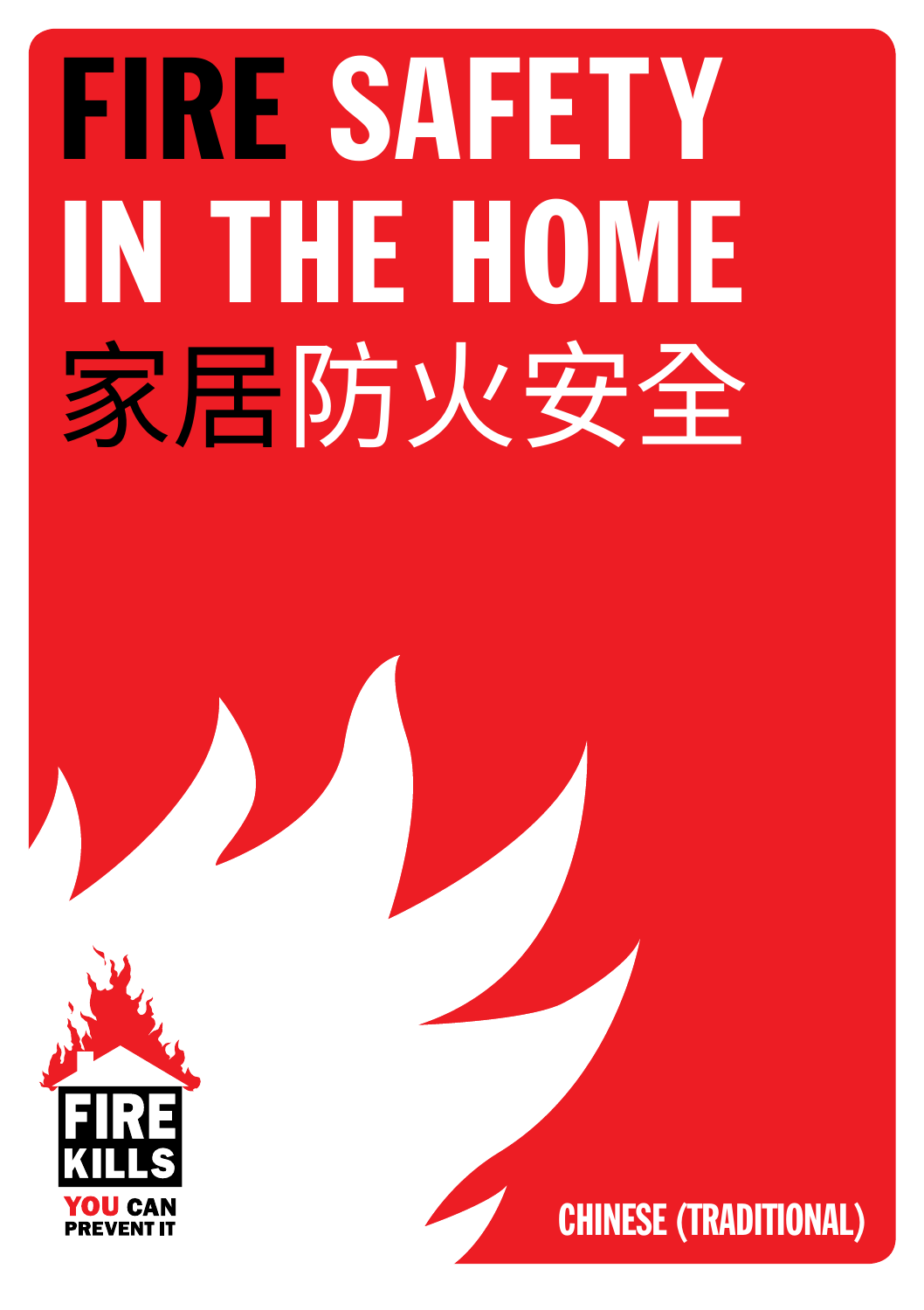# FIRE SAFETY IN THE HOME

# 家居防火安全

FIRE KILLS

YOU CAN PREVENT IT

CHINESE (TRADITIONAL)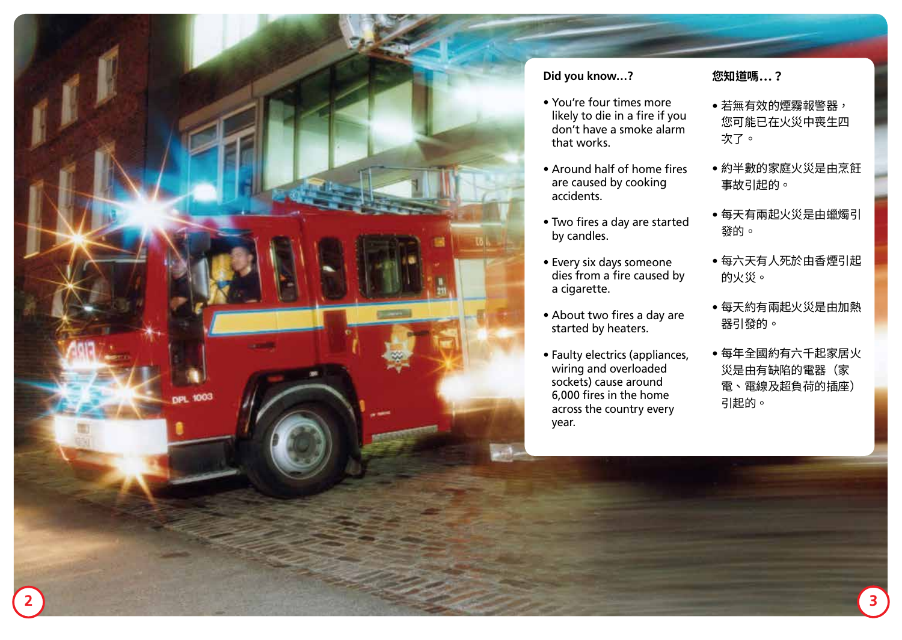## Did you know...?

- You're four times more likely to die in a fire if you don't have a smoke alarm that works.
- Around half of home fires are caused by cooking accidents.
- Two fires a day are started by candles.
- Every six days someone dies from a fire caused by a cigarette.
- About two fires a day are started by heaters.
- Faulty electrics (appliances, wiring and overloaded sockets) cause around 6,000 fires in the home across the country every year.

## 您知道嗎...？

- 若無有效的煙霧報警器，您可能已在火災中喪生四次了。
- 約半數的家庭火災是由烹飪事故引起的。
- 每天有兩起火災是由蠟燭引發的。
- 每六天有人死於由香煙引起的火災。
- 每天約有兩起火災是由加熱器引發的。
- 每年全國約有六千起家居火災是由有缺陷的電器（家電、電線及超負荷的插座）引起的。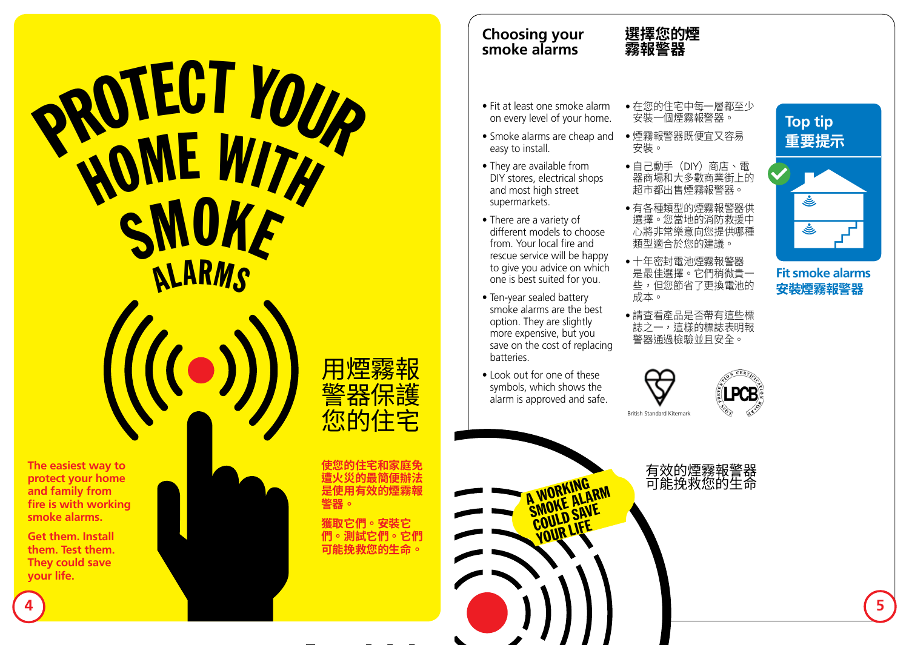# PROTECT YOUR HOME WITH SMOKE ALARMS

# 用煙霧報警器保護您的住宅

**The easiest way to protect your home and family from fire is with working smoke alarms.**

**Get them. Install them. Test them. They could save your life.**

**使您的住宅和家庭免遭火災的最簡便辦法是使用有效的煙霧報警器。**

**獲取它們。安裝它們。測試它們。它們可能挽救您的生命。**

## Choosing your smoke alarms

## 選擇您的煙霧報警器

- Fit at least one smoke alarm on every level of your home.
- Smoke alarms are cheap and easy to install.
- They are available from DIY stores, electrical shops and most high street supermarkets.
- There are a variety of different models to choose from. Your local fire and rescue service will be happy to give you advice on which one is best suited for you.
- Ten-year sealed battery smoke alarms are the best option. They are slightly more expensive, but you save on the cost of replacing batteries.
- Look out for one of these symbols, which shows the alarm is approved and safe.

- 在您的住宅中每一層都至少安裝一個煙霧報警器。
- 煙霧報警器既便宜又容易安裝。
- 自己動手（DIY）商店、電器商場和大多數商業街上的超市都出售煙霧報警器。
- 有各種類型的煙霧報警器供選擇。您當地的消防救援中心將非常樂意向您提供哪種類型適合於您的建議。
- 十年密封電池煙霧報警器是最佳選擇。它們稍微貴一些，但您節省了更換電池的成本。
- 請查看產品是否帶有這些標誌之一，這樣的標誌表明報警器通過檢驗並且安全。

British Standard Kitemark

LPCB

**Top tip**
**重要提示**

**Fit smoke alarms**
**安裝煙霧報警器**

**A WORKING SMOKE ALARM COULD SAVE YOUR LIFE**

有效的煙霧報警器可能挽救您的生命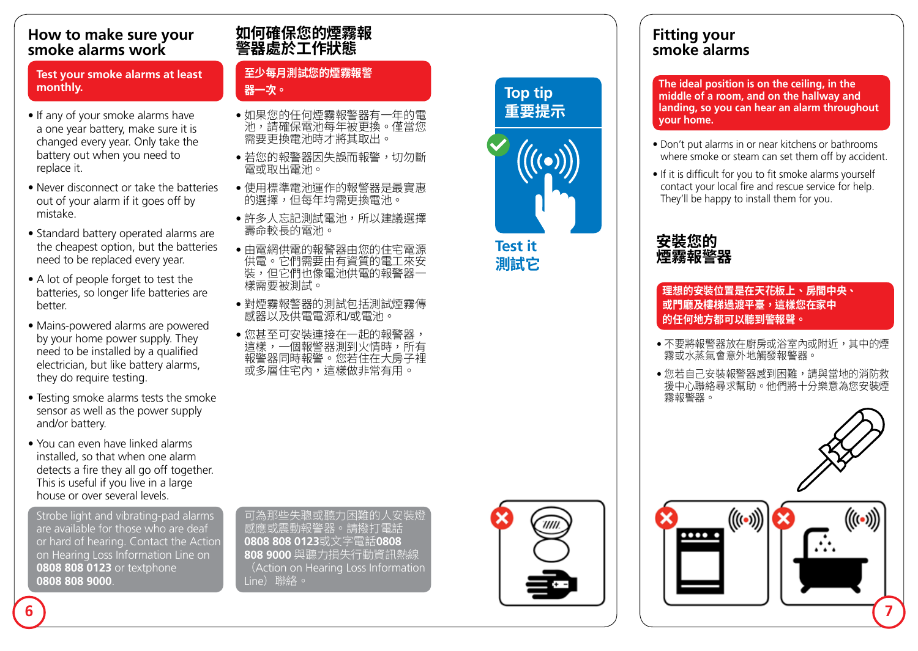## How to make sure your smoke alarms work

**Test your smoke alarms at least monthly.**

- If any of your smoke alarms have a one year battery, make sure it is changed every year. Only take the battery out when you need to replace it.
- Never disconnect or take the batteries out of your alarm if it goes off by mistake.
- Standard battery operated alarms are the cheapest option, but the batteries need to be replaced every year.
- A lot of people forget to test the batteries, so longer life batteries are better.
- Mains-powered alarms are powered by your home power supply. They need to be installed by a qualified electrician, but like battery alarms, they do require testing.
- Testing smoke alarms tests the smoke sensor as well as the power supply and/or battery.
- You can even have linked alarms installed, so that when one alarm detects a fire they all go off together. This is useful if you live in a large house or over several levels.

Strobe light and vibrating-pad alarms are available for those who are deaf or hard of hearing. Contact the Action on Hearing Loss Information Line on **0808 808 0123** or textphone **0808 808 9000**.

## 如何確保您的煙霧報警器處於工作狀態

**至少每月測試您的煙霧報警器一次。**

- 如果您的任何煙霧報警器有一年的電池，請確保電池每年被更換。僅當您需要更換電池時才將其取出。
- 若您的報警器因失誤而報警，切勿斷電或取出電池。
- 使用標準電池運作的報警器是最實惠的選擇，但每年均需更換電池。
- 許多人忘記測試電池，所以建議選擇壽命較長的電池。
- 由電網供電的報警器由您的住宅電源供電。它們需要由有資質的電工來安裝，但它們也像電池供電的報警器一樣需要被測試。
- 對煙霧報警器的測試包括測試煙霧傳感器以及供電電源和/或電池。
- 您甚至可安裝連接在一起的報警器，這樣，一個報警器測到火情時，所有報警器同時報警。您若住在大房子裡或多層住宅內，這樣做非常有用。

可為那些失聰或聽力困難的人安裝燈感應或震動報警器。請撥打電話**0808 808 0123**或文字電話**0808 808 9000** 與聽力損失行動資訊熱線（Action on Hearing Loss Information Line）聯絡。

**Top tip 重要提示**

**Test it 測試它**

## Fitting your smoke alarms

**The ideal position is on the ceiling, in the middle of a room, and on the hallway and landing, so you can hear an alarm throughout your home.**

- Don't put alarms in or near kitchens or bathrooms where smoke or steam can set them off by accident.
- If it is difficult for you to fit smoke alarms yourself contact your local fire and rescue service for help. They'll be happy to install them for you.

## 安裝您的煙霧報警器

**理想的安裝位置是在天花板上、房間中央、或門廳及樓梯過渡平臺，這樣您在家中的任何地方都可以聽到報警聲。**

- 不要將報警器放在廚房或浴室內或附近，其中的煙霧或水蒸氣會意外地觸發報警器。
- 您若自己安裝報警器感到困難，請與當地的消防救援中心聯絡尋求幫助。他們將十分樂意為您安裝煙霧報警器。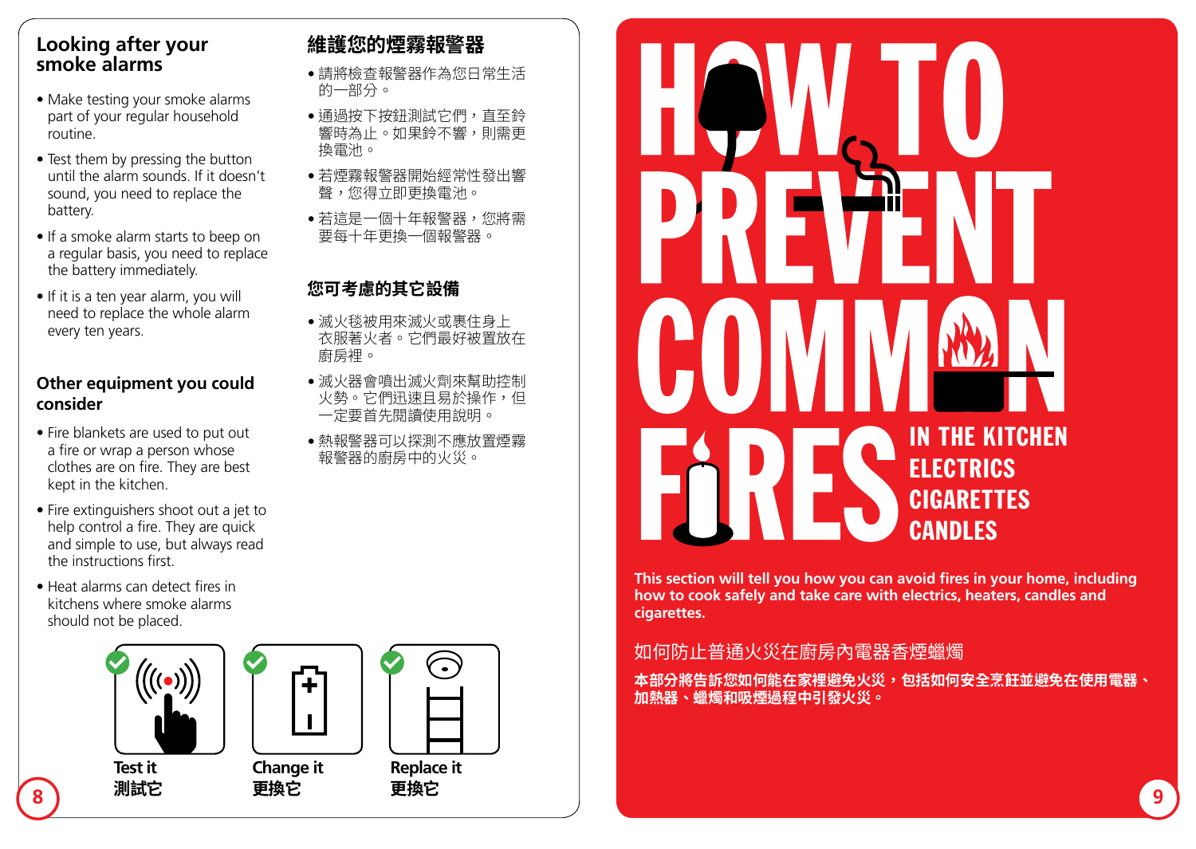## Looking after your smoke alarms

- Make testing your smoke alarms part of your regular household routine.
- Test them by pressing the button until the alarm sounds. If it doesn't sound, you need to replace the battery.
- If a smoke alarm starts to beep on a regular basis, you need to replace the battery immediately.
- If it is a ten year alarm, you will need to replace the whole alarm every ten years.

### Other equipment you could consider

- Fire blankets are used to put out a fire or wrap a person whose clothes are on fire. They are best kept in the kitchen.
- Fire extinguishers shoot out a jet to help control a fire. They are quick and simple to use, but always read the instructions first.
- Heat alarms can detect fires in kitchens where smoke alarms should not be placed.

## 維護您的煙霧報警器

- 請將檢查報警器作為您日常生活的一部分。
- 通過按下按鈕測試它們，直至鈴響時為止。如果鈴不響，則需更換電池。
- 若煙霧報警器開始經常性發出響聲，您得立即更換電池。
- 若這是一個十年報警器，您將需要每十年更換一個報警器。

### 您可考慮的其它設備

- 滅火毯被用來滅火或裹住身上衣服著火者。它們最好被置放在廚房裡。
- 滅火器會噴出滅火劑來幫助控制火勢。它們迅速且易於操作，但一定要首先閱讀使用說明。
- 熱報警器可以探測不應放置煙霧報警器的廚房中的火災。

**Test it**
**測試它**

**Change it**
**更換它**

**Replace it**
**更換它**

# HOW TO PREVENT COMMON FIRES

**IN THE KITCHEN**
**ELECTRICS**
**CIGARETTES**
**CANDLES**

**This section will tell you how you can avoid fires in your home, including how to cook safely and take care with electrics, heaters, candles and cigarettes.**

如何防止普通火災在廚房內電器香煙蠟燭

**本部分將告訴您如何能在家裡避免火災，包括如何安全烹飪並避免在使用電器、加熱器、蠟燭和吸煙過程中引發火災。**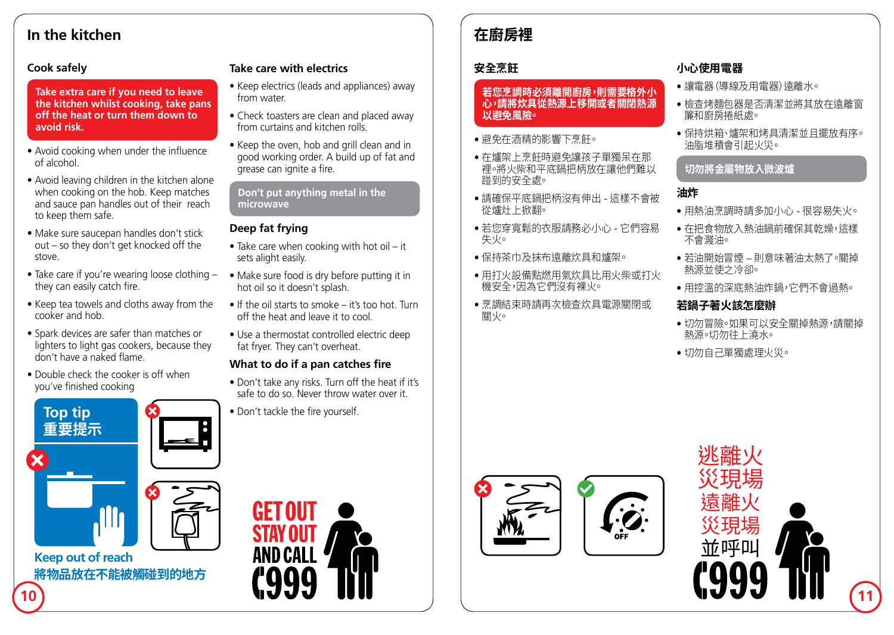# In the kitchen

## Cook safely

**Take extra care if you need to leave the kitchen whilst cooking, take pans off the heat or turn them down to avoid risk.**

- Avoid cooking when under the influence of alcohol.
- Avoid leaving children in the kitchen alone when cooking on the hob. Keep matches and sauce pan handles out of their reach to keep them safe.
- Make sure saucepan handles don't stick out – so they don't get knocked off the stove.
- Take care if you're wearing loose clothing – they can easily catch fire.
- Keep tea towels and cloths away from the cooker and hob.
- Spark devices are safer than matches or lighters to light gas cookers, because they don't have a naked flame.
- Double check the cooker is off when you've finished cooking

**Top tip**
**重要提示**

**Keep out of reach**
**將物品放在不能被觸碰到的地方**

## Take care with electrics

- Keep electrics (leads and appliances) away from water.
- Check toasters are clean and placed away from curtains and kitchen rolls.
- Keep the oven, hob and grill clean and in good working order. A build up of fat and grease can ignite a fire.

**Don't put anything metal in the microwave**

## Deep fat frying

- Take care when cooking with hot oil – it sets alight easily.
- Make sure food is dry before putting it in hot oil so it doesn't splash.
- If the oil starts to smoke – it's too hot. Turn off the heat and leave it to cool.
- Use a thermostat controlled electric deep fat fryer. They can't overheat.

## What to do if a pan catches fire

- Don't take any risks. Turn off the heat if it's safe to do so. Never throw water over it.
- Don't tackle the fire yourself.

**GET OUT STAY OUT AND CALL 999**

# 在廚房裡

## 安全烹飪

**若您烹調時必須離開廚房，則需要格外小心，請將炊具從熱源上移開或者關閉熱源以避免風險。**

- 避免在酒精的影響下烹飪。
- 在爐架上烹飪時避免讓孩子單獨呆在那裡。將火柴和平底鍋把柄放在讓他們難以碰到的安全處。
- 請確保平底鍋把柄沒有伸出 - 這樣不會被從爐灶上掀翻。
- 若您穿寬鬆的衣服請務必小心 - 它們容易失火。
- 保持茶巾及抹布遠離炊具和爐架。
- 用打火設備點燃用氣炊具比用火柴或打火機安全，因為它們沒有裸火。
- 烹調結束時請再次檢查炊具電源關閉或關火。

## 小心使用電器

- 讓電器（導線及用電器）遠離水。
- 檢查烤麵包器是否清潔並將其放在遠離窗簾和廚房捲紙處。
- 保持烘箱、爐架和烤具清潔並且擺放有序。油脂堆積會引起火災。

**切勿將金屬物放入微波爐**

## 油炸

- 用熱油烹調時請多加小心 - 很容易失火。
- 在把食物放入熱油鍋前確保其乾燥，這樣不會濺油。
- 若油開始冒煙 – 則意味著油太熱了。關掉熱源並使之冷卻。
- 用控溫的深底熱油炸鍋，它們不會過熱。

## 若鍋子著火該怎麼辦

- 切勿冒險。如果可以安全關掉熱源，請關掉熱源。切勿往上澆水。
- 切勿自己單獨處理火災。

**逃離火災現場 遠離火災現場 並呼叫 999**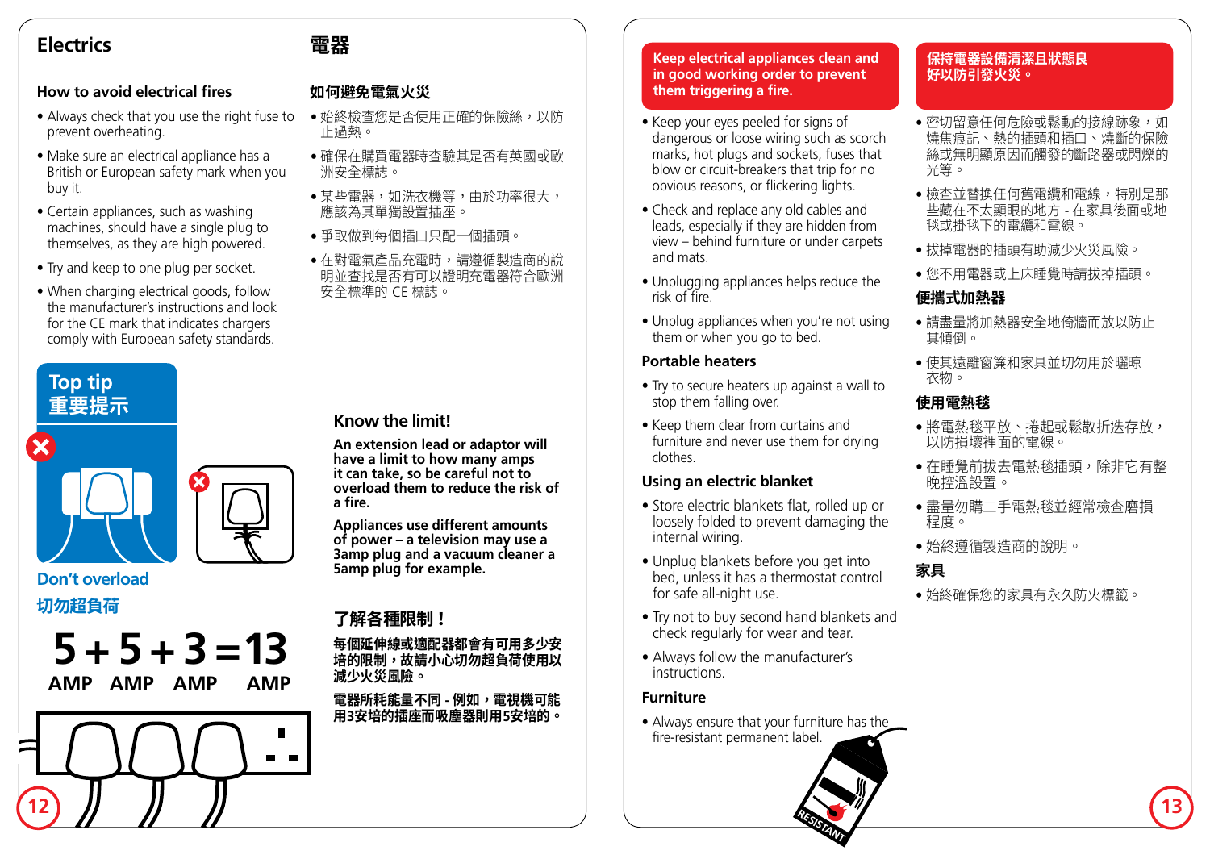# Electrics

# 電器

## How to avoid electrical fires

- Always check that you use the right fuse to prevent overheating.
- Make sure an electrical appliance has a British or European safety mark when you buy it.
- Certain appliances, such as washing machines, should have a single plug to themselves, as they are high powered.
- Try and keep to one plug per socket.
- When charging electrical goods, follow the manufacturer's instructions and look for the CE mark that indicates chargers comply with European safety standards.

## 如何避免電氣火災

- 始終檢查您是否使用正確的保險絲，以防止過熱。
- 確保在購買電器時查驗其是否有英國或歐洲安全標誌。
- 某些電器，如洗衣機等，由於功率很大，應該為其單獨設置插座。
- 爭取做到每個插口只配一個插頭。
- 在對電氣產品充電時，請遵循製造商的說明並查找是否有可以證明充電器符合歐洲安全標準的 CE 標誌。

### Top tip
### 重要提示

**Don't overload**

**切勿超負荷**

**5 AMP + 5 AMP + 3 AMP = 13 AMP**

### Know the limit!

**An extension lead or adaptor will have a limit to how many amps it can take, so be careful not to overload them to reduce the risk of a fire.**

**Appliances use different amounts of power – a television may use a 3amp plug and a vacuum cleaner a 5amp plug for example.**

### 了解各種限制！

**每個延伸線或適配器都會有可用多少安培的限制，故請小心切勿超負荷使用以減少火災風險。**

**電器所耗能量不同 - 例如，電視機可能用3安培的插座而吸塵器則用5安培的。**

**Keep electrical appliances clean and in good working order to prevent them triggering a fire.**

- Keep your eyes peeled for signs of dangerous or loose wiring such as scorch marks, hot plugs and sockets, fuses that blow or circuit-breakers that trip for no obvious reasons, or flickering lights.
- Check and replace any old cables and leads, especially if they are hidden from view – behind furniture or under carpets and mats.
- Unplugging appliances helps reduce the risk of fire.
- Unplug appliances when you're not using them or when you go to bed.

### Portable heaters

- Try to secure heaters up against a wall to stop them falling over.
- Keep them clear from curtains and furniture and never use them for drying clothes.

### Using an electric blanket

- Store electric blankets flat, rolled up or loosely folded to prevent damaging the internal wiring.
- Unplug blankets before you get into bed, unless it has a thermostat control for safe all-night use.
- Try not to buy second hand blankets and check regularly for wear and tear.
- Always follow the manufacturer's instructions.

### Furniture

- Always ensure that your furniture has the fire-resistant permanent label.

**保持電器設備清潔且狀態良好以防引發火災。**

- 密切留意任何危險或鬆動的接線跡象，如燒焦痕記、熱的插頭和插口、燒斷的保險絲或無明顯原因而觸發的斷路器或閃爍的光等。
- 檢查並替換任何舊電纜和電線，特別是那些藏在不太顯眼的地方 - 在家具後面或地毯或掛毯下的電纜和電線。
- 拔掉電器的插頭有助減少火災風險。
- 您不用電器或上床睡覺時請拔掉插頭。

### 便攜式加熱器

- 請盡量將加熱器安全地倚牆而放以防止其傾倒。
- 使其遠離窗簾和家具並切勿用於曬晾衣物。

### 使用電熱毯

- 將電熱毯平放、捲起或鬆散折迭存放，以防損壞裡面的電線。
- 在睡覺前拔去電熱毯插頭，除非它有整晚控溫設置。
- 盡量勿購二手電熱毯並經常檢查磨損程度。
- 始終遵循製造商的說明。

### 家具

- 始終確保您的家具有永久防火標籤。

RESISTANT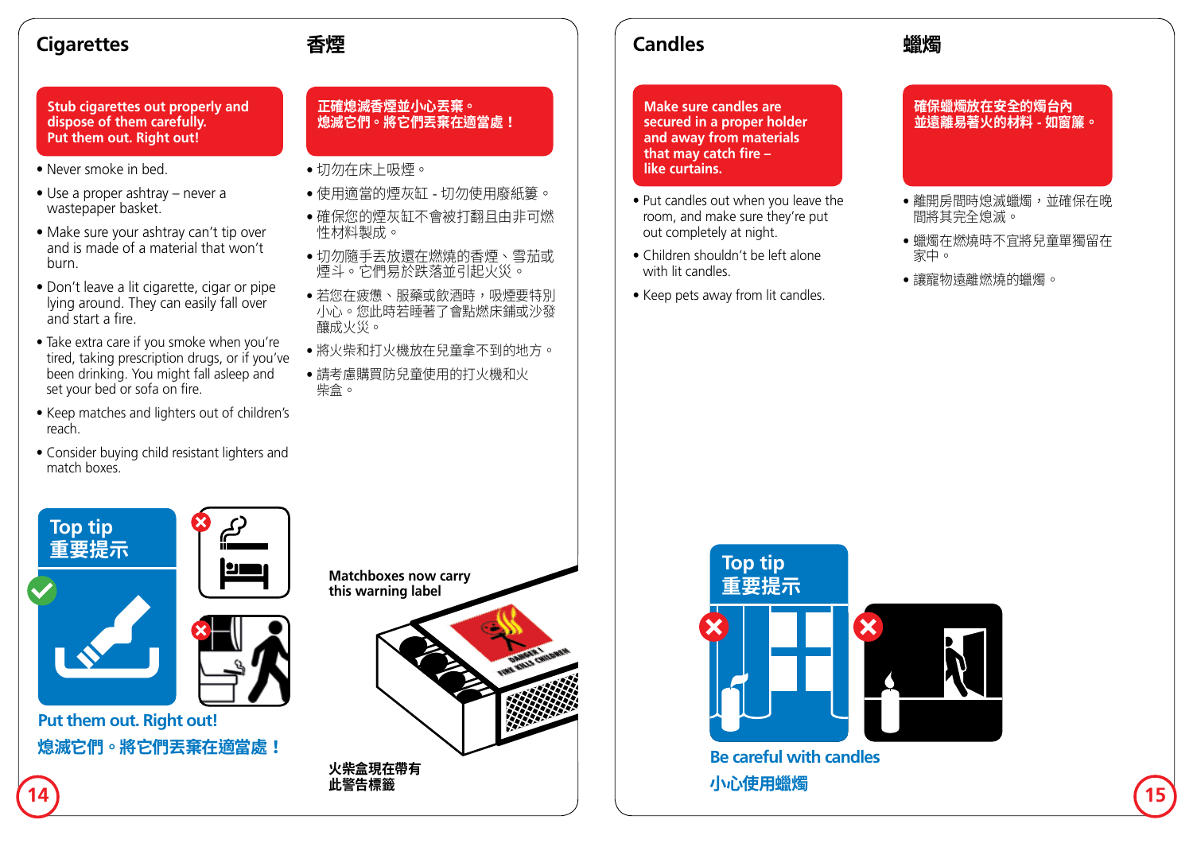## Cigarettes

## 香煙

**Stub cigarettes out properly and dispose of them carefully. Put them out. Right out!**

- Never smoke in bed.
- Use a proper ashtray – never a wastepaper basket.
- Make sure your ashtray can't tip over and is made of a material that won't burn.
- Don't leave a lit cigarette, cigar or pipe lying around. They can easily fall over and start a fire.
- Take extra care if you smoke when you're tired, taking prescription drugs, or if you've been drinking. You might fall asleep and set your bed or sofa on fire.
- Keep matches and lighters out of children's reach.
- Consider buying child resistant lighters and match boxes.

**正確熄滅香煙並小心丟棄。熄滅它們。將它們丟棄在適當處！**

- 切勿在床上吸煙。
- 使用適當的煙灰缸 - 切勿使用廢紙簍。
- 確保您的煙灰缸不會被打翻且由非可燃性材料製成。
- 切勿隨手丟放還在燃燒的香煙、雪茄或煙斗。它們易於跌落並引起火災。
- 若您在疲憊、服藥或飲酒時，吸煙要特別小心。您此時若睡著了會點燃床鋪或沙發釀成火災。
- 將火柴和打火機放在兒童拿不到的地方。
- 請考慮購買防兒童使用的打火機和火柴盒。

**Top tip**
**重要提示**

**Put them out. Right out!**
**熄滅它們。將它們丟棄在適當處！**

**Matchboxes now carry this warning label**

**火柴盒現在帶有此警告標籤**

## Candles

## 蠟燭

**Make sure candles are secured in a proper holder and away from materials that may catch fire – like curtains.**

- Put candles out when you leave the room, and make sure they're put out completely at night.
- Children shouldn't be left alone with lit candles.
- Keep pets away from lit candles.

**確保蠟燭放在安全的燭台內並遠離易著火的材料 - 如窗簾。**

- 離開房間時熄滅蠟燭，並確保在晚間將其完全熄滅。
- 蠟燭在燃燒時不宜將兒童單獨留在家中。
- 讓寵物遠離燃燒的蠟燭。

**Top tip**
**重要提示**

**Be careful with candles**
**小心使用蠟燭**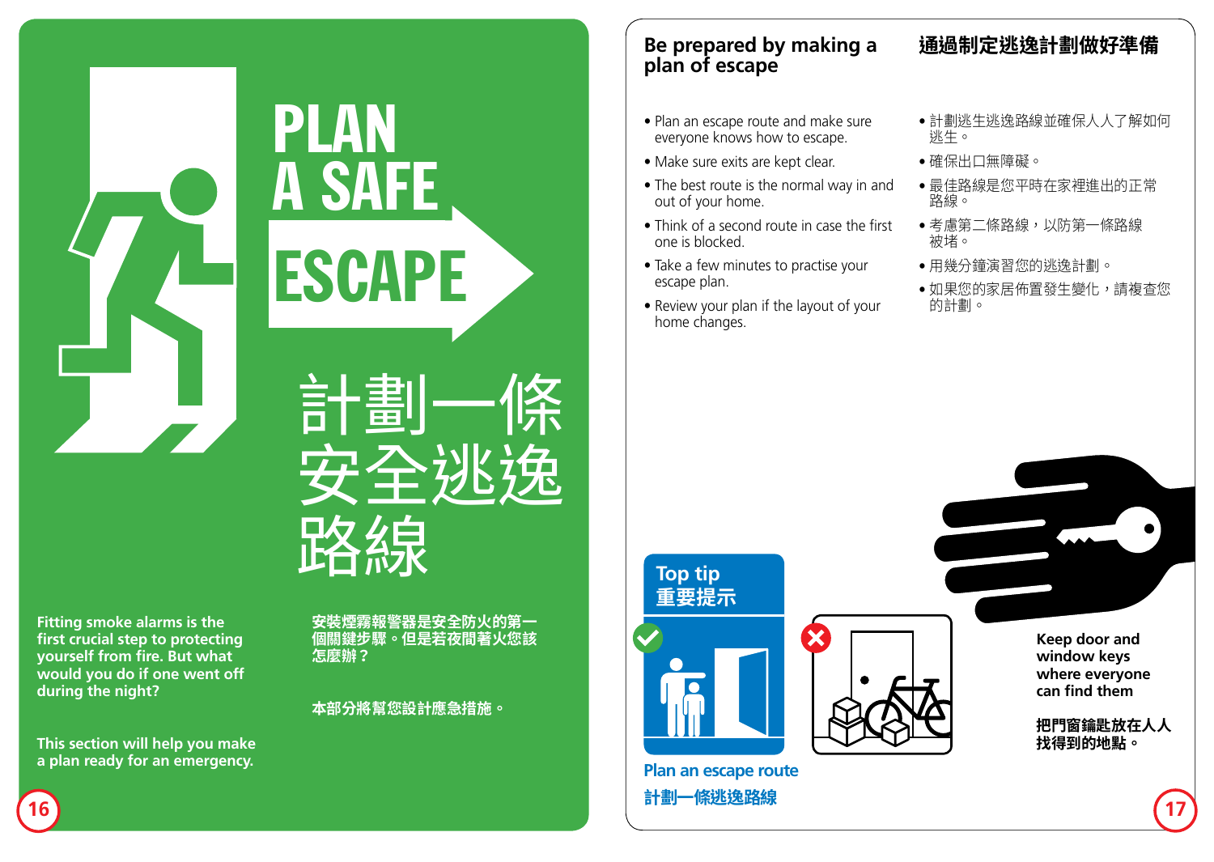# PLAN A SAFE ESCAPE

# 計劃一條安全逃逸路線

**Fitting smoke alarms is the first crucial step to protecting yourself from fire. But what would you do if one went off during the night?**

**This section will help you make a plan ready for an emergency.**

**安裝煙霧報警器是安全防火的第一個關鍵步驟。但是若夜間著火您該怎麼辦？**

**本部分將幫您設計應急措施。**

## Be prepared by making a plan of escape

- Plan an escape route and make sure everyone knows how to escape.
- Make sure exits are kept clear.
- The best route is the normal way in and out of your home.
- Think of a second route in case the first one is blocked.
- Take a few minutes to practise your escape plan.
- Review your plan if the layout of your home changes.

## 通過制定逃逸計劃做好準備

- 計劃逃生逃逸路線並確保人人了解如何逃生。
- 確保出口無障礙。
- 最佳路線是您平時在家裡進出的正常路線。
- 考慮第二條路線，以防第一條路線被堵。
- 用幾分鐘演習您的逃逸計劃。
- 如果您的家居佈置發生變化，請複查您的計劃。

**Top tip**
**重要提示**

**Plan an escape route**
**計劃一條逃逸路線**

**Keep door and window keys where everyone can find them**

**把門窗鑰匙放在人人找得到的地點。**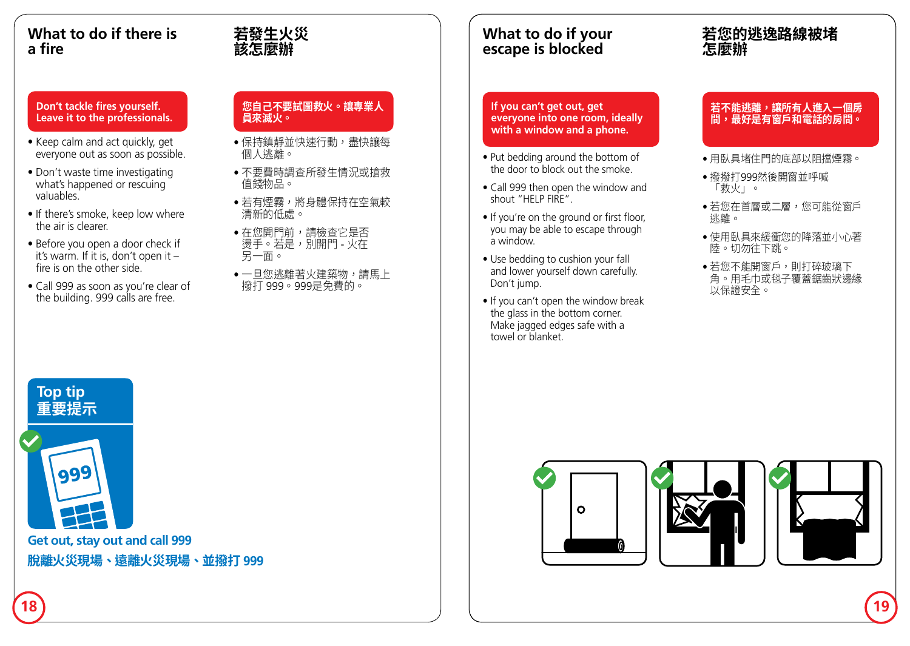## What to do if there is a fire

## 若發生火災該怎麼辦

**Don't tackle fires yourself. Leave it to the professionals.**

- Keep calm and act quickly, get everyone out as soon as possible.
- Don't waste time investigating what's happened or rescuing valuables.
- If there's smoke, keep low where the air is clearer.
- Before you open a door check if it's warm. If it is, don't open it – fire is on the other side.
- Call 999 as soon as you're clear of the building. 999 calls are free.

**您自己不要試圖救火。讓專業人員來滅火。**

- 保持鎮靜並快速行動，盡快讓每個人逃離。
- 不要費時調查所發生情況或搶救值錢物品。
- 若有煙霧，將身體保持在空氣較清新的低處。
- 在您開門前，請檢查它是否燙手。若是，別開門 - 火在另一面。
- 一旦您逃離著火建築物，請馬上撥打 999。999是免費的。

**Top tip**
**重要提示**

999

**Get out, stay out and call 999**

**脫離火災現場、遠離火災現場、並撥打 999**

## What to do if your escape is blocked

## 若您的逃逸路線被堵怎麼辦

**If you can't get out, get everyone into one room, ideally with a window and a phone.**

- Put bedding around the bottom of the door to block out the smoke.
- Call 999 then open the window and shout "HELP FIRE".
- If you're on the ground or first floor, you may be able to escape through a window.
- Use bedding to cushion your fall and lower yourself down carefully. Don't jump.
- If you can't open the window break the glass in the bottom corner. Make jagged edges safe with a towel or blanket.

**若不能逃離，讓所有人進入一個房間，最好是有窗戶和電話的房間。**

- 用臥具堵住門的底部以阻擋煙霧。
- 撥撥打999然後開窗並呼喊「救火」。
- 若您在首層或二層，您可能從窗戶逃離。
- 使用臥具來緩衝您的降落並小心著陸。切勿往下跳。
- 若您不能開窗戶，則打碎玻璃下角。用毛巾或毯子覆蓋鋸齒狀邊緣以保證安全。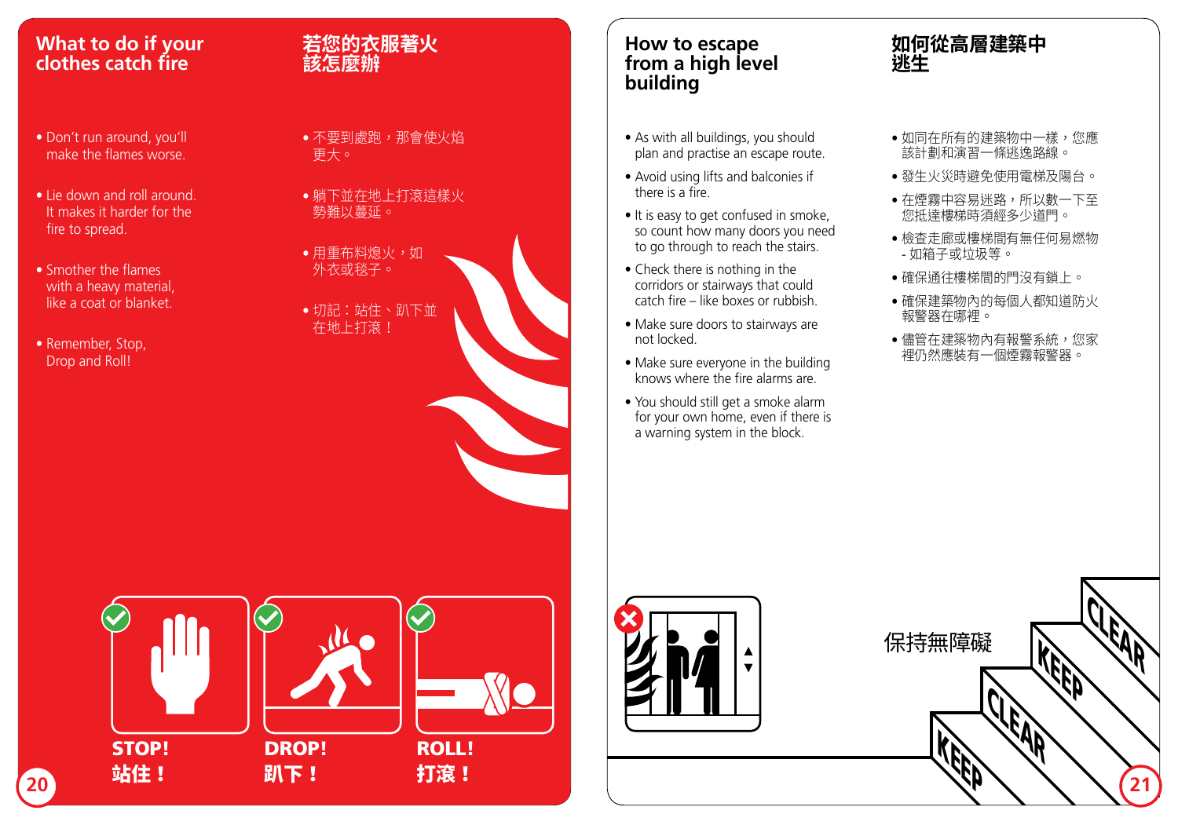## What to do if your clothes catch fire

## 若您的衣服著火該怎麼辦

- Don't run around, you'll make the flames worse.
- Lie down and roll around. It makes it harder for the fire to spread.
- Smother the flames with a heavy material, like a coat or blanket.
- Remember, Stop, Drop and Roll!

- 不要到處跑，那會使火焰更大。
- 躺下並在地上打滾這樣火勢難以蔓延。
- 用重布料熄火，如外衣或毯子。
- 切記：站住、趴下並在地上打滾！

**STOP!** 站住！

**DROP!** 趴下！

**ROLL!** 打滾！

## How to escape from a high level building

## 如何從高層建築中逃生

- As with all buildings, you should plan and practise an escape route.
- Avoid using lifts and balconies if there is a fire.
- It is easy to get confused in smoke, so count how many doors you need to go through to reach the stairs.
- Check there is nothing in the corridors or stairways that could catch fire – like boxes or rubbish.
- Make sure doors to stairways are not locked.
- Make sure everyone in the building knows where the fire alarms are.
- You should still get a smoke alarm for your own home, even if there is a warning system in the block.

- 如同在所有的建築物中一樣，您應該計劃和演習一條逃逸路線。
- 發生火災時避免使用電梯及陽台。
- 在煙霧中容易迷路，所以數一下至您抵達樓梯時須經多少道門。
- 檢查走廊或樓梯間有無任何易燃物 - 如箱子或垃圾等。
- 確保通往樓梯間的門沒有鎖上。
- 確保建築物內的每個人都知道防火報警器在哪裡。
- 儘管在建築物內有報警系統，您家裡仍然應裝有一個煙霧報警器。

保持無障礙

KEEP CLEAR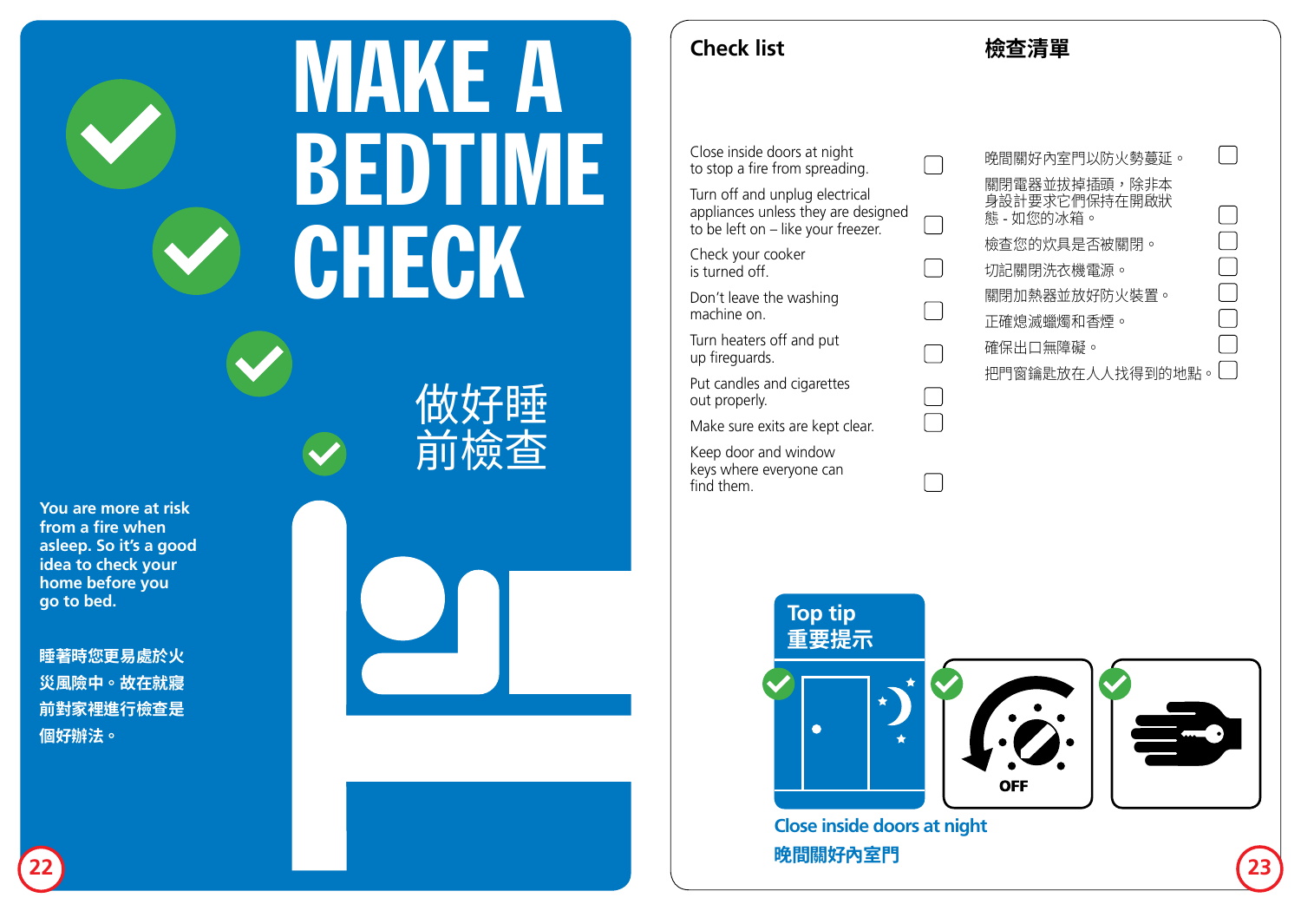# MAKE A BEDTIME CHECK

# 做好睡前檢查

**You are more at risk from a fire when asleep. So it's a good idea to check your home before you go to bed.**

**睡著時您更易處於火災風險中。故在就寢前對家裡進行檢查是個好辦法。**

## Check list

- ☐ Close inside doors at night to stop a fire from spreading.
- ☐ Turn off and unplug electrical appliances unless they are designed to be left on – like your freezer.
- ☐ Check your cooker is turned off.
- ☐ Don't leave the washing machine on.
- ☐ Turn heaters off and put up fireguards.
- ☐ Put candles and cigarettes out properly.
- ☐ Make sure exits are kept clear.
- ☐ Keep door and window keys where everyone can find them.

## 檢查清單

- ☐ 晚間關好內室門以防火勢蔓延。
- ☐ 關閉電器並拔掉插頭，除非本身設計要求它們保持在開啟狀態 - 如您的冰箱。
- ☐ 檢查您的炊具是否被關閉。
- ☐ 切記關閉洗衣機電源。
- ☐ 關閉加熱器並放好防火裝置。
- ☐ 正確熄滅蠟燭和香煙。
- ☐ 確保出口無障礙。
- ☐ 把門窗鑰匙放在人人找得到的地點。

**Top tip**
**重要提示**

OFF

**Close inside doors at night**
**晚間關好內室門**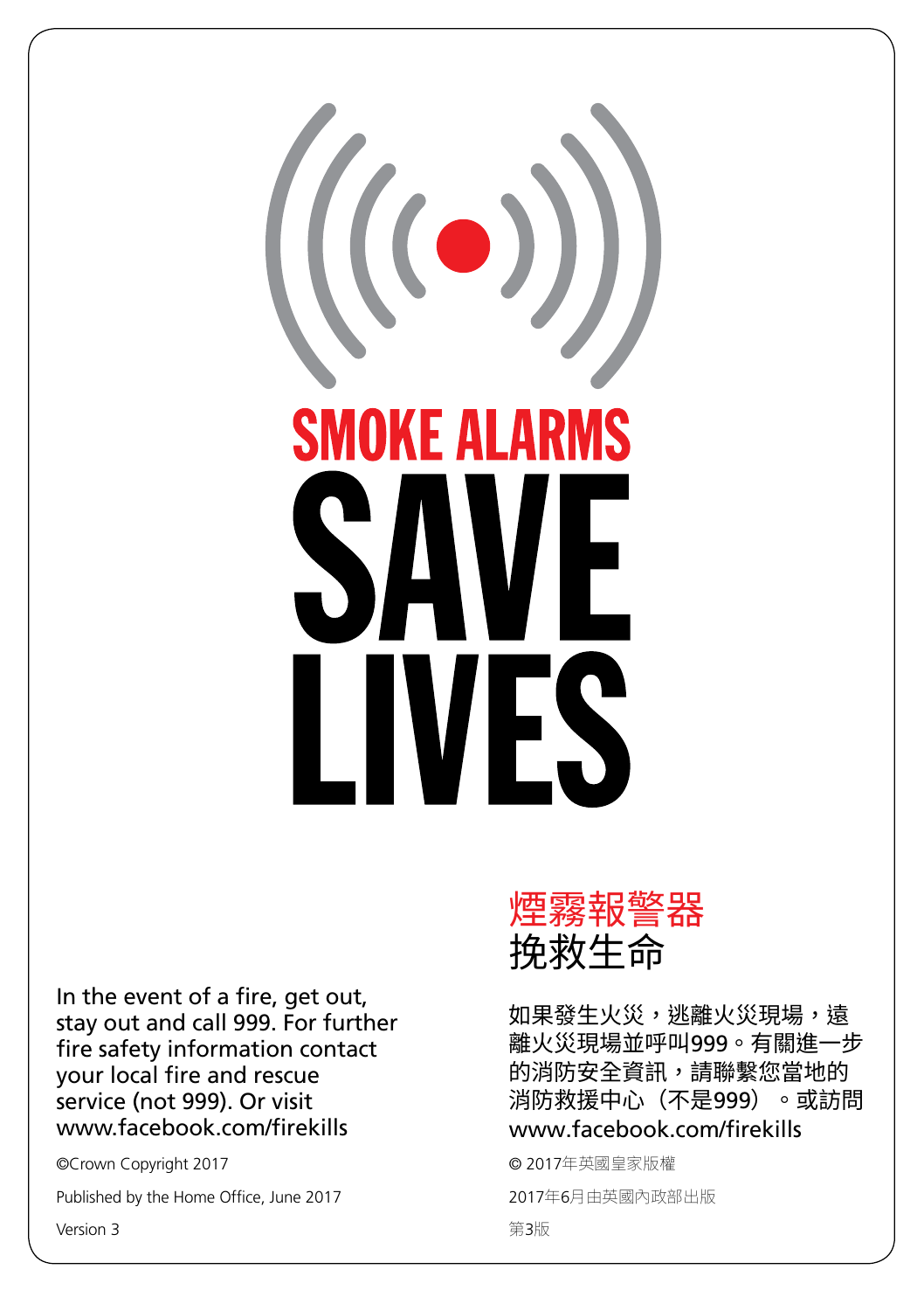# SMOKE ALARMS SAVE LIVES

# 煙霧報警器 挽救生命

In the event of a fire, get out, stay out and call 999. For further fire safety information contact your local fire and rescue service (not 999). Or visit www.facebook.com/firekills

©Crown Copyright 2017

Published by the Home Office, June 2017

Version 3

如果發生火災，逃離火災現場，遠離火災現場並呼叫999。有關進一步的消防安全資訊，請聯繫您當地的消防救援中心（不是999）。或訪問 www.facebook.com/firekills

© 2017年英國皇家版權

2017年6月由英國內政部出版

第3版